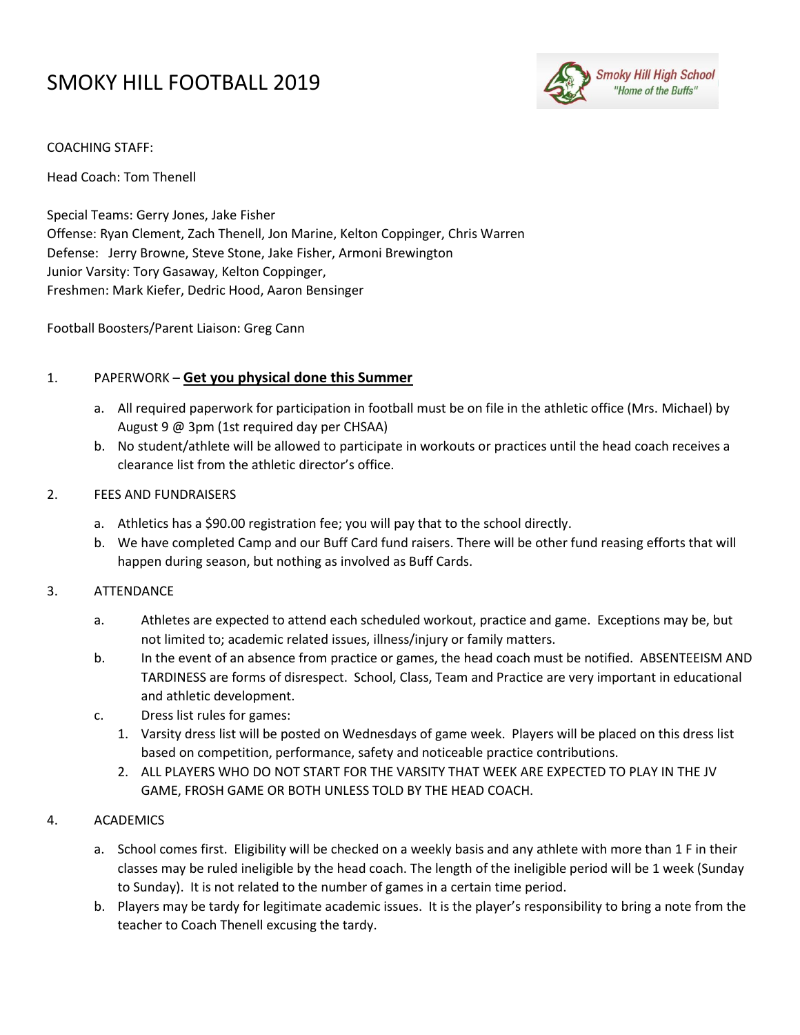# SMOKY HILL FOOTBALL 2019

COACHING STAFF:

Head Coach: Tom Thenell

Special Teams: Gerry Jones, Jake Fisher
Offense: Ryan Clement, Zach Thenell, Jon Marine, Kelton Coppinger, Chris Warren
Defense: Jerry Browne, Steve Stone, Jake Fisher, Armoni Brewington
Junior Varsity: Tory Gasaway, Kelton Coppinger,
Freshmen: Mark Kiefer, Dedric Hood, Aaron Bensinger

Football Boosters/Parent Liaison: Greg Cann

1. PAPERWORK – **Get you physical done this Summer**
   a. All required paperwork for participation in football must be on file in the athletic office (Mrs. Michael) by August 9 @ 3pm (1st required day per CHSAA)
   b. No student/athlete will be allowed to participate in workouts or practices until the head coach receives a clearance list from the athletic director's office.

2. FEES AND FUNDRAISERS
   a. Athletics has a $90.00 registration fee; you will pay that to the school directly.
   b. We have completed Camp and our Buff Card fund raisers. There will be other fund reasing efforts that will happen during season, but nothing as involved as Buff Cards.

3. ATTENDANCE
   a. Athletes are expected to attend each scheduled workout, practice and game. Exceptions may be, but not limited to; academic related issues, illness/injury or family matters.
   b. In the event of an absence from practice or games, the head coach must be notified. ABSENTEEISM AND TARDINESS are forms of disrespect. School, Class, Team and Practice are very important in educational and athletic development.
   c. Dress list rules for games:
      1. Varsity dress list will be posted on Wednesdays of game week. Players will be placed on this dress list based on competition, performance, safety and noticeable practice contributions.
      2. ALL PLAYERS WHO DO NOT START FOR THE VARSITY THAT WEEK ARE EXPECTED TO PLAY IN THE JV GAME, FROSH GAME OR BOTH UNLESS TOLD BY THE HEAD COACH.

4. ACADEMICS
   a. School comes first. Eligibility will be checked on a weekly basis and any athlete with more than 1 F in their classes may be ruled ineligible by the head coach. The length of the ineligible period will be 1 week (Sunday to Sunday). It is not related to the number of games in a certain time period.
   b. Players may be tardy for legitimate academic issues. It is the player's responsibility to bring a note from the teacher to Coach Thenell excusing the tardy.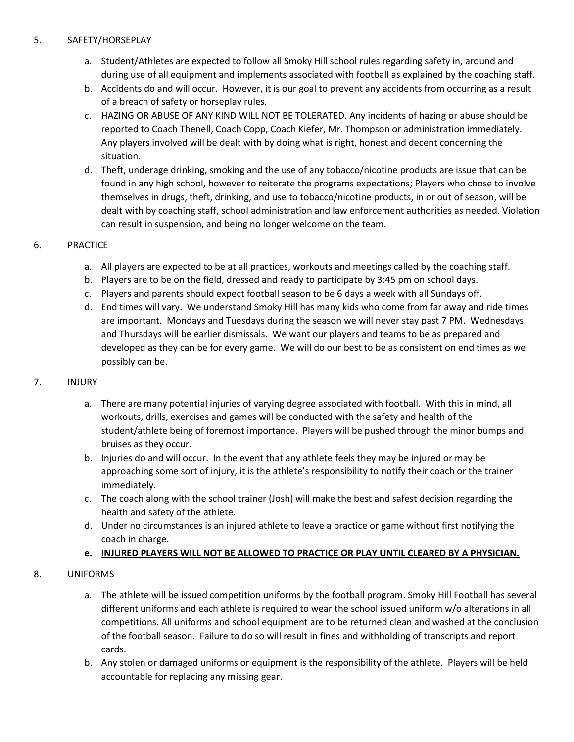5. SAFETY/HORSEPLAY

   a. Student/Athletes are expected to follow all Smoky Hill school rules regarding safety in, around and during use of all equipment and implements associated with football as explained by the coaching staff.
   b. Accidents do and will occur. However, it is our goal to prevent any accidents from occurring as a result of a breach of safety or horseplay rules.
   c. HAZING OR ABUSE OF ANY KIND WILL NOT BE TOLERATED. Any incidents of hazing or abuse should be reported to Coach Thenell, Coach Copp, Coach Kiefer, Mr. Thompson or administration immediately. Any players involved will be dealt with by doing what is right, honest and decent concerning the situation.
   d. Theft, underage drinking, smoking and the use of any tobacco/nicotine products are issue that can be found in any high school, however to reiterate the programs expectations; Players who chose to involve themselves in drugs, theft, drinking, and use to tobacco/nicotine products, in or out of season, will be dealt with by coaching staff, school administration and law enforcement authorities as needed. Violation can result in suspension, and being no longer welcome on the team.

6. PRACTICE

   a. All players are expected to be at all practices, workouts and meetings called by the coaching staff.
   b. Players are to be on the field, dressed and ready to participate by 3:45 pm on school days.
   c. Players and parents should expect football season to be 6 days a week with all Sundays off.
   d. End times will vary. We understand Smoky Hill has many kids who come from far away and ride times are important. Mondays and Tuesdays during the season we will never stay past 7 PM. Wednesdays and Thursdays will be earlier dismissals. We want our players and teams to be as prepared and developed as they can be for every game. We will do our best to be as consistent on end times as we possibly can be.

7. INJURY

   a. There are many potential injuries of varying degree associated with football. With this in mind, all workouts, drills, exercises and games will be conducted with the safety and health of the student/athlete being of foremost importance. Players will be pushed through the minor bumps and bruises as they occur.
   b. Injuries do and will occur. In the event that any athlete feels they may be injured or may be approaching some sort of injury, it is the athlete's responsibility to notify their coach or the trainer immediately.
   c. The coach along with the school trainer (Josh) will make the best and safest decision regarding the health and safety of the athlete.
   d. Under no circumstances is an injured athlete to leave a practice or game without first notifying the coach in charge.
   e. **<u>INJURED PLAYERS WILL NOT BE ALLOWED TO PRACTICE OR PLAY UNTIL CLEARED BY A PHYSICIAN.</u>**

8. UNIFORMS

   a. The athlete will be issued competition uniforms by the football program. Smoky Hill Football has several different uniforms and each athlete is required to wear the school issued uniform w/o alterations in all competitions. All uniforms and school equipment are to be returned clean and washed at the conclusion of the football season. Failure to do so will result in fines and withholding of transcripts and report cards.
   b. Any stolen or damaged uniforms or equipment is the responsibility of the athlete. Players will be held accountable for replacing any missing gear.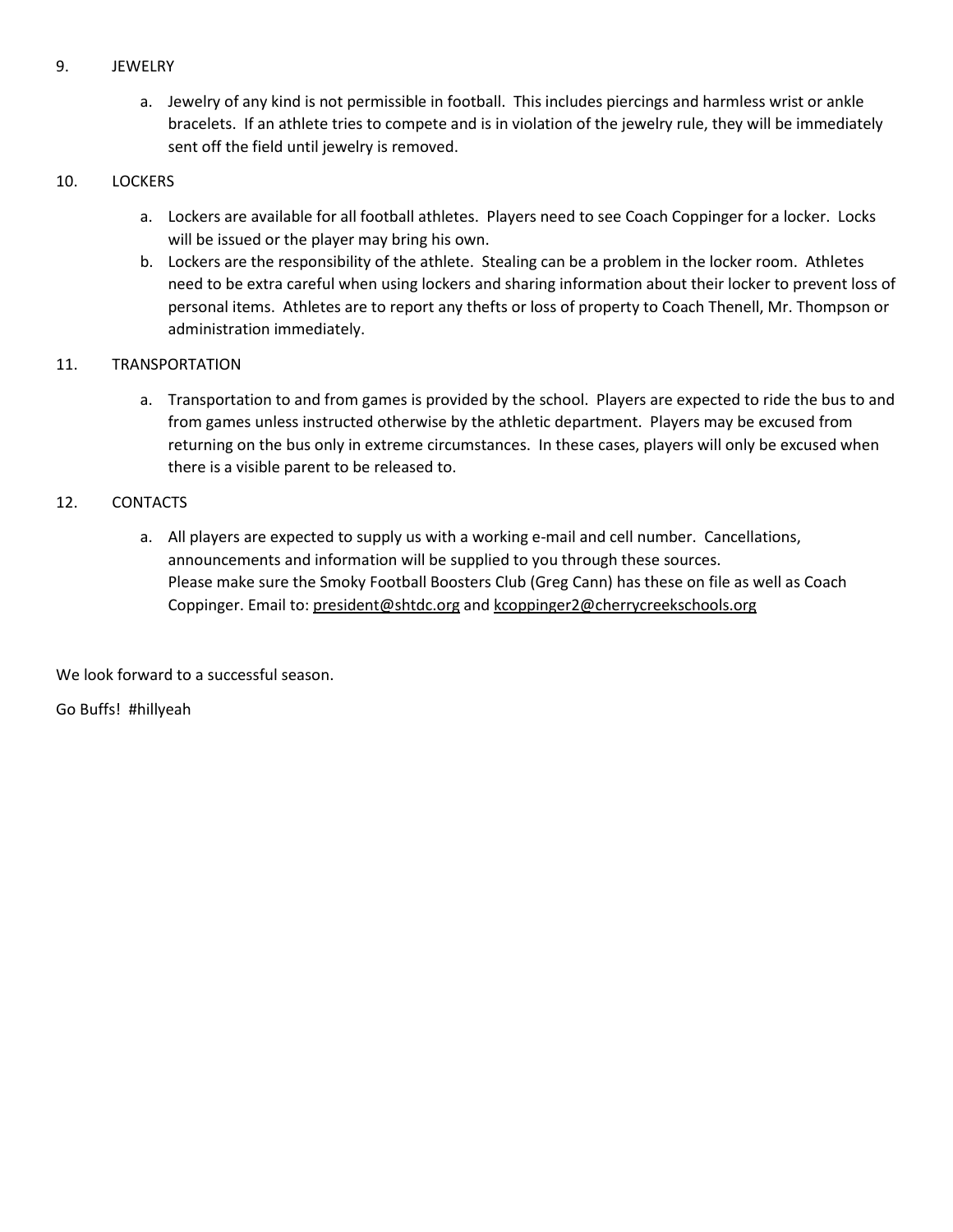9. JEWELRY

   a. Jewelry of any kind is not permissible in football. This includes piercings and harmless wrist or ankle bracelets. If an athlete tries to compete and is in violation of the jewelry rule, they will be immediately sent off the field until jewelry is removed.

10. LOCKERS

    a. Lockers are available for all football athletes. Players need to see Coach Coppinger for a locker. Locks will be issued or the player may bring his own.
    b. Lockers are the responsibility of the athlete. Stealing can be a problem in the locker room. Athletes need to be extra careful when using lockers and sharing information about their locker to prevent loss of personal items. Athletes are to report any thefts or loss of property to Coach Thenell, Mr. Thompson or administration immediately.

11. TRANSPORTATION

    a. Transportation to and from games is provided by the school. Players are expected to ride the bus to and from games unless instructed otherwise by the athletic department. Players may be excused from returning on the bus only in extreme circumstances. In these cases, players will only be excused when there is a visible parent to be released to.

12. CONTACTS

    a. All players are expected to supply us with a working e-mail and cell number. Cancellations, announcements and information will be supplied to you through these sources.
       Please make sure the Smoky Football Boosters Club (Greg Cann) has these on file as well as Coach Coppinger. Email to: president@shtdc.org and kcoppinger2@cherrycreekschools.org

We look forward to a successful season.

Go Buffs! #hillyeah